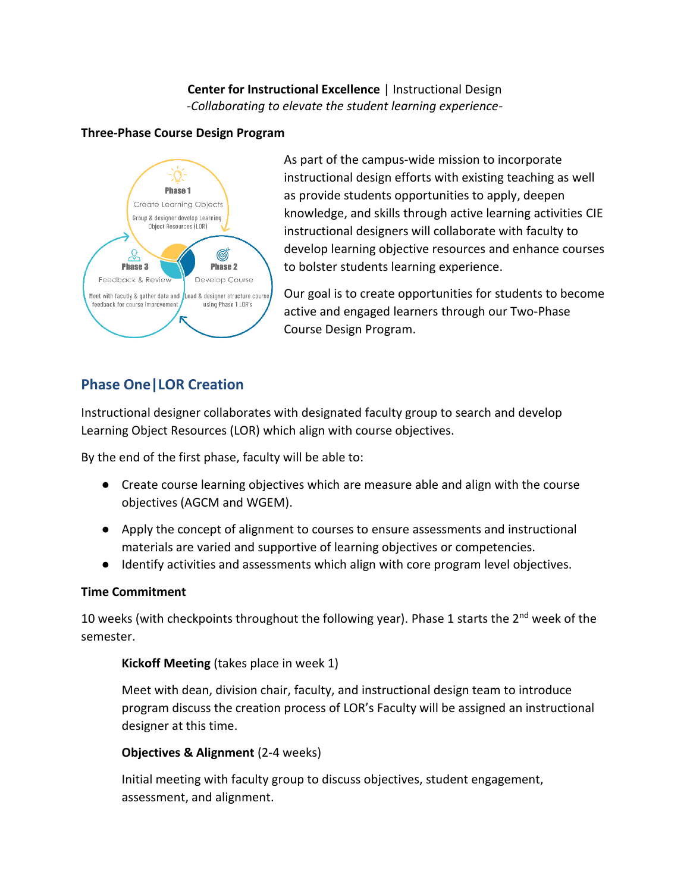**Center for Instructional Excellence** | Instructional Design
*-Collaborating to elevate the student learning experience-*

**Three-Phase Course Design Program**

Phase 1
Create Learning Objects
Group & designer develop Learning Object Resources (LOR)

Phase 2
Develop Course
Lead & designer structure course using Phase 1 LOR's

Phase 3
Feedback & Review
Meet with faculty & gather data and feedback for course improvement

As part of the campus-wide mission to incorporate instructional design efforts with existing teaching as well as provide students opportunities to apply, deepen knowledge, and skills through active learning activities CIE instructional designers will collaborate with faculty to develop learning objective resources and enhance courses to bolster students learning experience.

Our goal is to create opportunities for students to become active and engaged learners through our Two-Phase Course Design Program.

## Phase One|LOR Creation

Instructional designer collaborates with designated faculty group to search and develop Learning Object Resources (LOR) which align with course objectives.

By the end of the first phase, faculty will be able to:

- Create course learning objectives which are measure able and align with the course objectives (AGCM and WGEM).
- Apply the concept of alignment to courses to ensure assessments and instructional materials are varied and supportive of learning objectives or competencies.
- Identify activities and assessments which align with core program level objectives.

**Time Commitment**

10 weeks (with checkpoints throughout the following year). Phase 1 starts the 2nd week of the semester.

**Kickoff Meeting** (takes place in week 1)

Meet with dean, division chair, faculty, and instructional design team to introduce program discuss the creation process of LOR's Faculty will be assigned an instructional designer at this time.

**Objectives & Alignment** (2-4 weeks)

Initial meeting with faculty group to discuss objectives, student engagement, assessment, and alignment.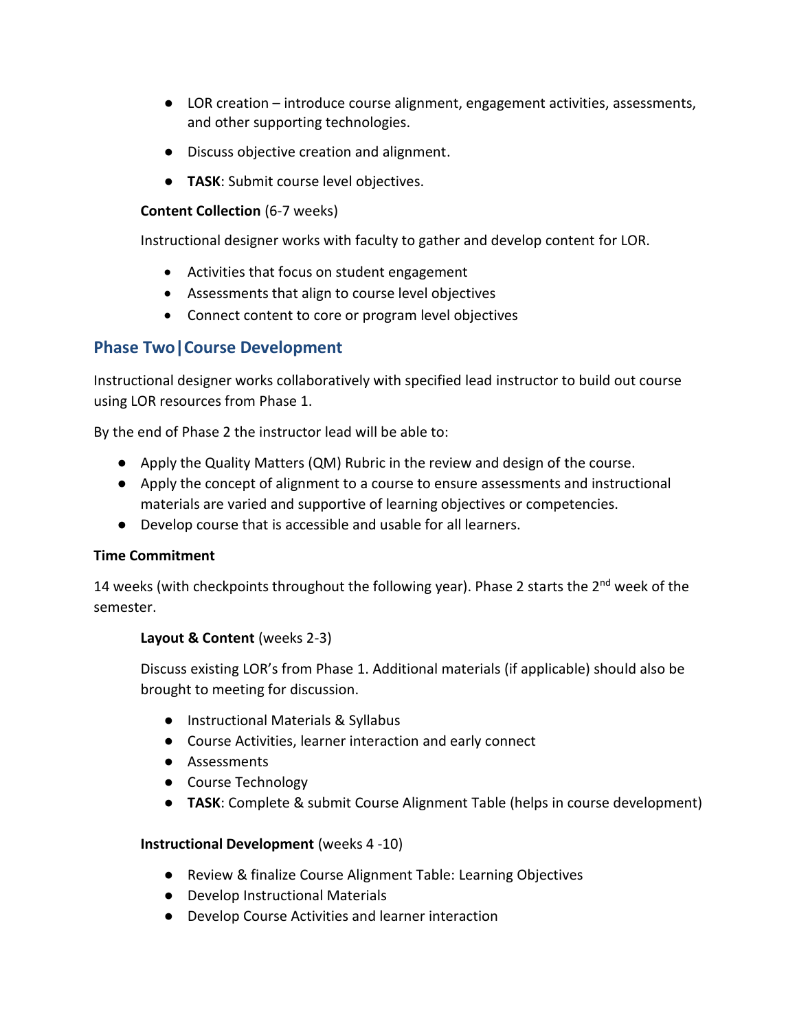- LOR creation – introduce course alignment, engagement activities, assessments, and other supporting technologies.
- Discuss objective creation and alignment.
- **TASK**: Submit course level objectives.

**Content Collection** (6-7 weeks)

Instructional designer works with faculty to gather and develop content for LOR.

- Activities that focus on student engagement
- Assessments that align to course level objectives
- Connect content to core or program level objectives

## Phase Two|Course Development

Instructional designer works collaboratively with specified lead instructor to build out course using LOR resources from Phase 1.

By the end of Phase 2 the instructor lead will be able to:

- Apply the Quality Matters (QM) Rubric in the review and design of the course.
- Apply the concept of alignment to a course to ensure assessments and instructional materials are varied and supportive of learning objectives or competencies.
- Develop course that is accessible and usable for all learners.

**Time Commitment**

14 weeks (with checkpoints throughout the following year). Phase 2 starts the 2nd week of the semester.

**Layout & Content** (weeks 2-3)

Discuss existing LOR's from Phase 1. Additional materials (if applicable) should also be brought to meeting for discussion.

- Instructional Materials & Syllabus
- Course Activities, learner interaction and early connect
- Assessments
- Course Technology
- **TASK**: Complete & submit Course Alignment Table (helps in course development)

**Instructional Development** (weeks 4 -10)

- Review & finalize Course Alignment Table: Learning Objectives
- Develop Instructional Materials
- Develop Course Activities and learner interaction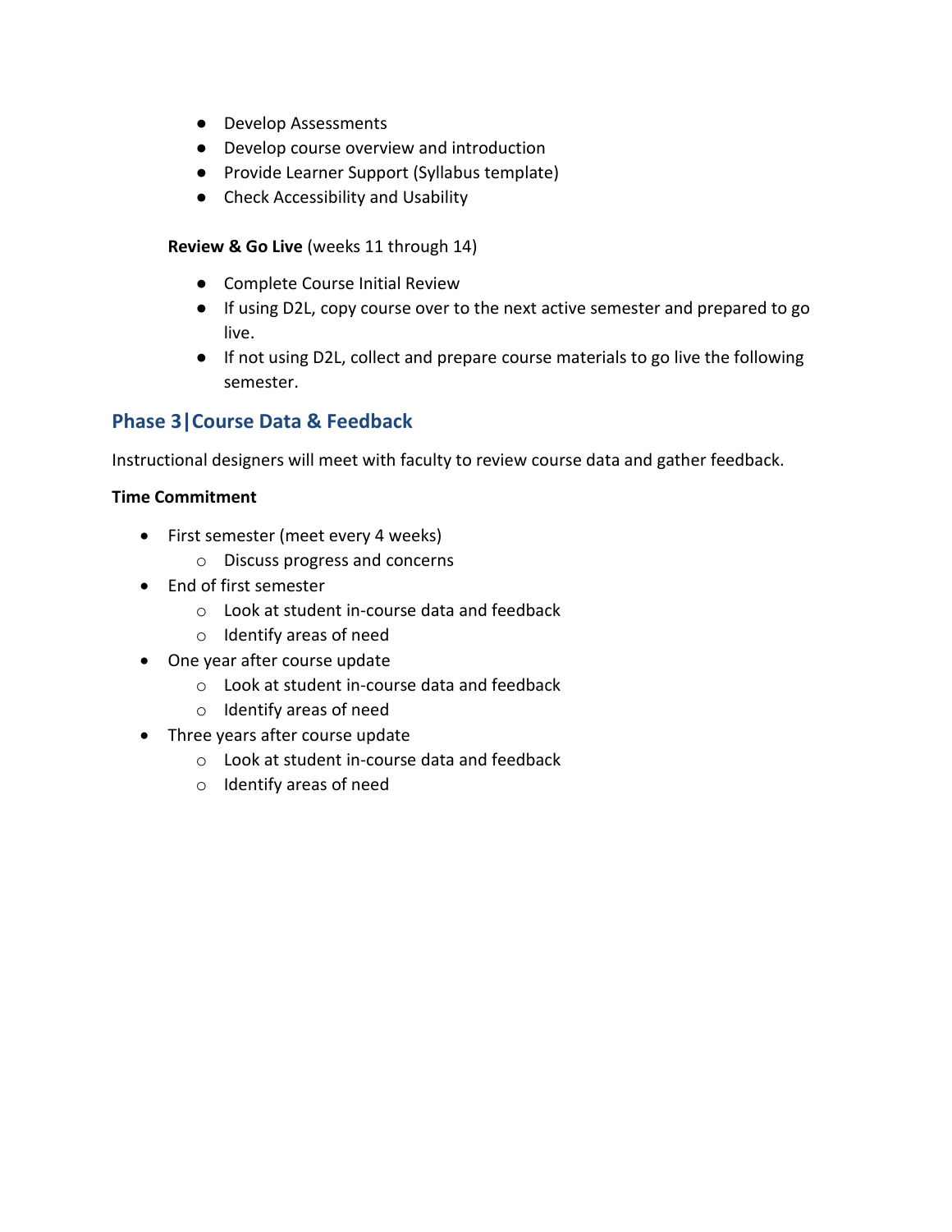- Develop Assessments
- Develop course overview and introduction
- Provide Learner Support (Syllabus template)
- Check Accessibility and Usability

**Review & Go Live** (weeks 11 through 14)

- Complete Course Initial Review
- If using D2L, copy course over to the next active semester and prepared to go live.
- If not using D2L, collect and prepare course materials to go live the following semester.

## Phase 3|Course Data & Feedback

Instructional designers will meet with faculty to review course data and gather feedback.

**Time Commitment**

- First semester (meet every 4 weeks)
  - Discuss progress and concerns
- End of first semester
  - Look at student in-course data and feedback
  - Identify areas of need
- One year after course update
  - Look at student in-course data and feedback
  - Identify areas of need
- Three years after course update
  - Look at student in-course data and feedback
  - Identify areas of need